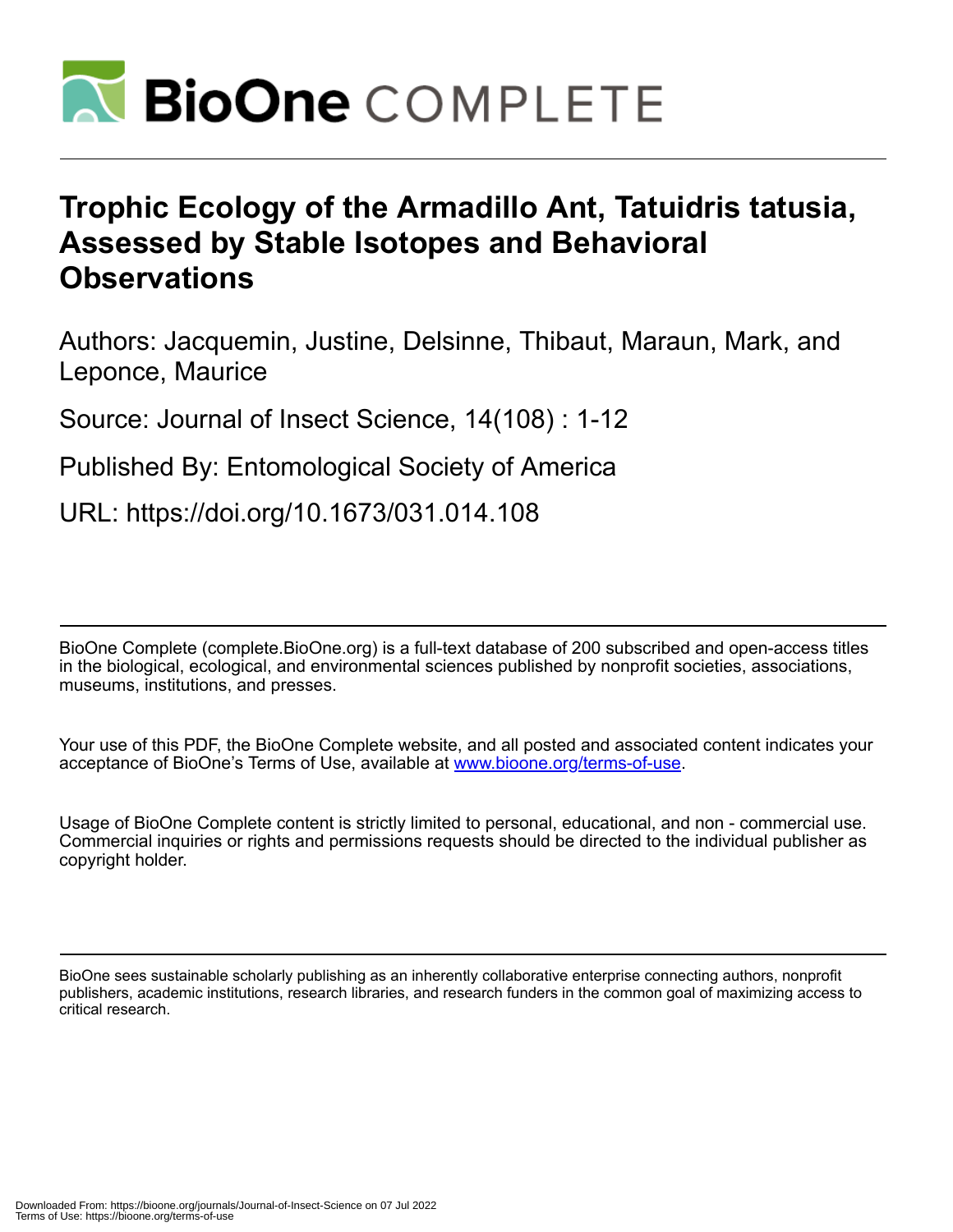# Trophic Ecology of the Armadillo Ant, Tatuidris tatusia, Assessed by Stable Isotopes and Behavioral Observations

Authors: Jacquemin, Justine, Delsinne, Thibaut, Maraun, Mark, and Leponce, Maurice

Source: Journal of Insect Science, 14(108) : 1-12

Published By: Entomological Society of America

URL: https://doi.org/10.1673/031.014.108

BioOne Complete (complete.BioOne.org) is a full-text database of 200 subscribed and open-access titles in the biological, ecological, and environmental sciences published by nonprofit societies, associations, museums, institutions, and presses.

Your use of this PDF, the BioOne Complete website, and all posted and associated content indicates your acceptance of BioOne's Terms of Use, available at www.bioone.org/terms-of-use.

Usage of BioOne Complete content is strictly limited to personal, educational, and non - commercial use. Commercial inquiries or rights and permissions requests should be directed to the individual publisher as copyright holder.

BioOne sees sustainable scholarly publishing as an inherently collaborative enterprise connecting authors, nonprofit publishers, academic institutions, research libraries, and research funders in the common goal of maximizing access to critical research.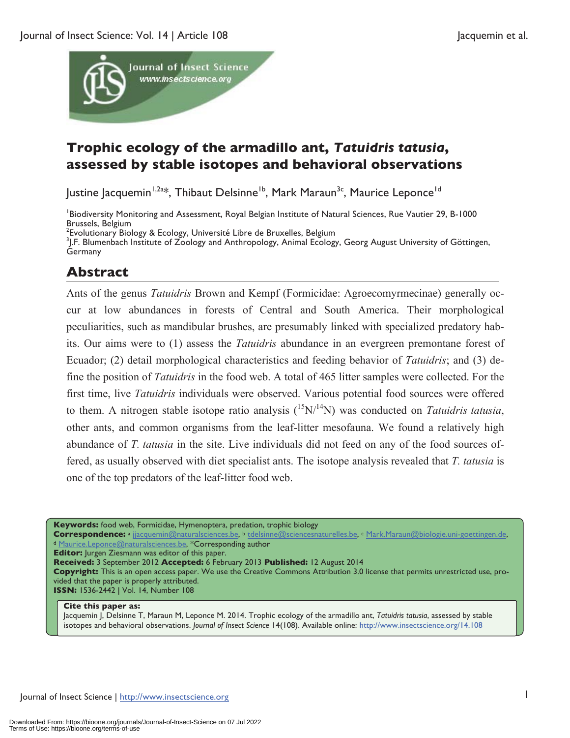# Trophic ecology of the armadillo ant, *Tatuidris tatusia*, assessed by stable isotopes and behavioral observations

Justine Jacquemin[1,2a*], Thibaut Delsinne[1b], Mark Maraun[3c], Maurice Leponce[1d]

[1]Biodiversity Monitoring and Assessment, Royal Belgian Institute of Natural Sciences, Rue Vautier 29, B-1000 Brussels, Belgium
[2]Evolutionary Biology & Ecology, Université Libre de Bruxelles, Belgium
[3]J.F. Blumenbach Institute of Zoology and Anthropology, Animal Ecology, Georg August University of Göttingen, Germany

## Abstract

Ants of the genus *Tatuidris* Brown and Kempf (Formicidae: Agroecomyrmecinae) generally occur at low abundances in forests of Central and South America. Their morphological peculiarities, such as mandibular brushes, are presumably linked with specialized predatory habits. Our aims were to (1) assess the *Tatuidris* abundance in an evergreen premontane forest of Ecuador; (2) detail morphological characteristics and feeding behavior of *Tatuidris*; and (3) define the position of *Tatuidris* in the food web. A total of 465 litter samples were collected. For the first time, live *Tatuidris* individuals were observed. Various potential food sources were offered to them. A nitrogen stable isotope ratio analysis ($^{15}N/^{14}N$) was conducted on *Tatuidris tatusia*, other ants, and common organisms from the leaf-litter mesofauna. We found a relatively high abundance of *T. tatusia* in the site. Live individuals did not feed on any of the food sources offered, as usually observed with diet specialist ants. The isotope analysis revealed that *T. tatusia* is one of the top predators of the leaf-litter food web.

**Keywords:** food web, Formicidae, Hymenoptera, predation, trophic biology
**Correspondence:** [a] jjacquemin@naturalsciences.be, [b] tdelsinne@sciencesnaturelles.be, [c] Mark.Maraun@biologie.uni-goettingen.de, [d] Maurice.Leponce@naturalsciences.be, *Corresponding author
**Editor:** Jurgen Ziesmann was editor of this paper.
**Received:** 3 September 2012 **Accepted:** 6 February 2013 **Published:** 12 August 2014
**Copyright:** This is an open access paper. We use the Creative Commons Attribution 3.0 license that permits unrestricted use, provided that the paper is properly attributed.
**ISSN:** 1536-2442 | Vol. 14, Number 108

**Cite this paper as:**
Jacquemin J, Delsinne T, Maraun M, Leponce M. 2014. Trophic ecology of the armadillo ant, *Tatuidris tatusia*, assessed by stable isotopes and behavioral observations. *Journal of Insect Science* 14(108). Available online: http://www.insectscience.org/14.108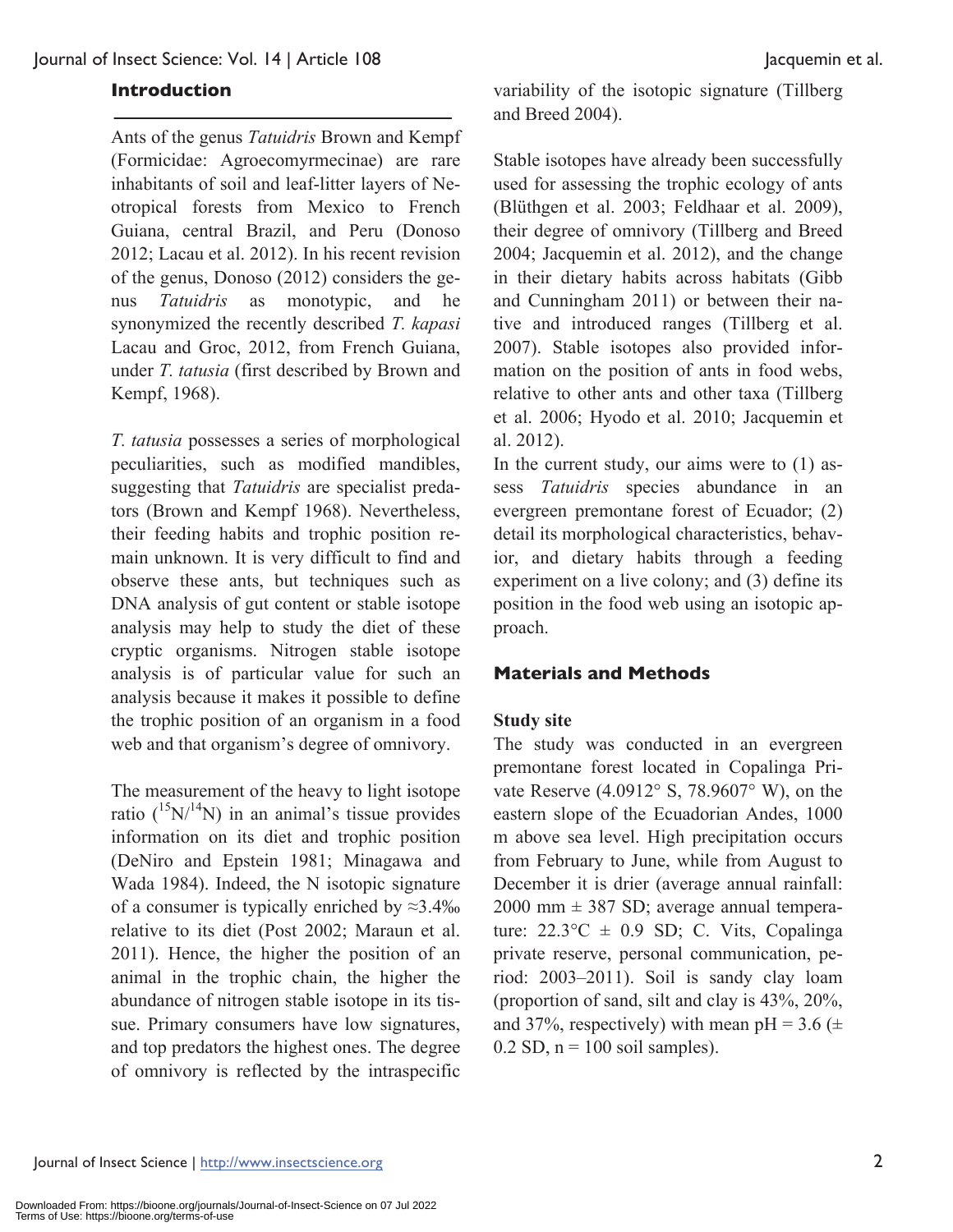## Introduction

Ants of the genus *Tatuidris* Brown and Kempf (Formicidae: Agroecomyrmecinae) are rare inhabitants of soil and leaf-litter layers of Neotropical forests from Mexico to French Guiana, central Brazil, and Peru (Donoso 2012; Lacau et al. 2012). In his recent revision of the genus, Donoso (2012) considers the genus *Tatuidris* as monotypic, and he synonymized the recently described *T. kapasi* Lacau and Groc, 2012, from French Guiana, under *T. tatusia* (first described by Brown and Kempf, 1968).

*T. tatusia* possesses a series of morphological peculiarities, such as modified mandibles, suggesting that *Tatuidris* are specialist predators (Brown and Kempf 1968). Nevertheless, their feeding habits and trophic position remain unknown. It is very difficult to find and observe these ants, but techniques such as DNA analysis of gut content or stable isotope analysis may help to study the diet of these cryptic organisms. Nitrogen stable isotope analysis is of particular value for such an analysis because it makes it possible to define the trophic position of an organism in a food web and that organism's degree of omnivory.

The measurement of the heavy to light isotope ratio ($^{15}N/^{14}N$) in an animal's tissue provides information on its diet and trophic position (DeNiro and Epstein 1981; Minagawa and Wada 1984). Indeed, the N isotopic signature of a consumer is typically enriched by ≈3.4‰ relative to its diet (Post 2002; Maraun et al. 2011). Hence, the higher the position of an animal in the trophic chain, the higher the abundance of nitrogen stable isotope in its tissue. Primary consumers have low signatures, and top predators the highest ones. The degree of omnivory is reflected by the intraspecific variability of the isotopic signature (Tillberg and Breed 2004).

Stable isotopes have already been successfully used for assessing the trophic ecology of ants (Blüthgen et al. 2003; Feldhaar et al. 2009), their degree of omnivory (Tillberg and Breed 2004; Jacquemin et al. 2012), and the change in their dietary habits across habitats (Gibb and Cunningham 2011) or between their native and introduced ranges (Tillberg et al. 2007). Stable isotopes also provided information on the position of ants in food webs, relative to other ants and other taxa (Tillberg et al. 2006; Hyodo et al. 2010; Jacquemin et al. 2012).

In the current study, our aims were to (1) assess *Tatuidris* species abundance in an evergreen premontane forest of Ecuador; (2) detail its morphological characteristics, behavior, and dietary habits through a feeding experiment on a live colony; and (3) define its position in the food web using an isotopic approach.

## Materials and Methods

### Study site

The study was conducted in an evergreen premontane forest located in Copalinga Private Reserve (4.0912° S, 78.9607° W), on the eastern slope of the Ecuadorian Andes, 1000 m above sea level. High precipitation occurs from February to June, while from August to December it is drier (average annual rainfall: 2000 mm ± 387 SD; average annual temperature: 22.3°C ± 0.9 SD; C. Vits, Copalinga private reserve, personal communication, period: 2003–2011). Soil is sandy clay loam (proportion of sand, silt and clay is 43%, 20%, and 37%, respectively) with mean pH = 3.6 (± 0.2 SD, n = 100 soil samples).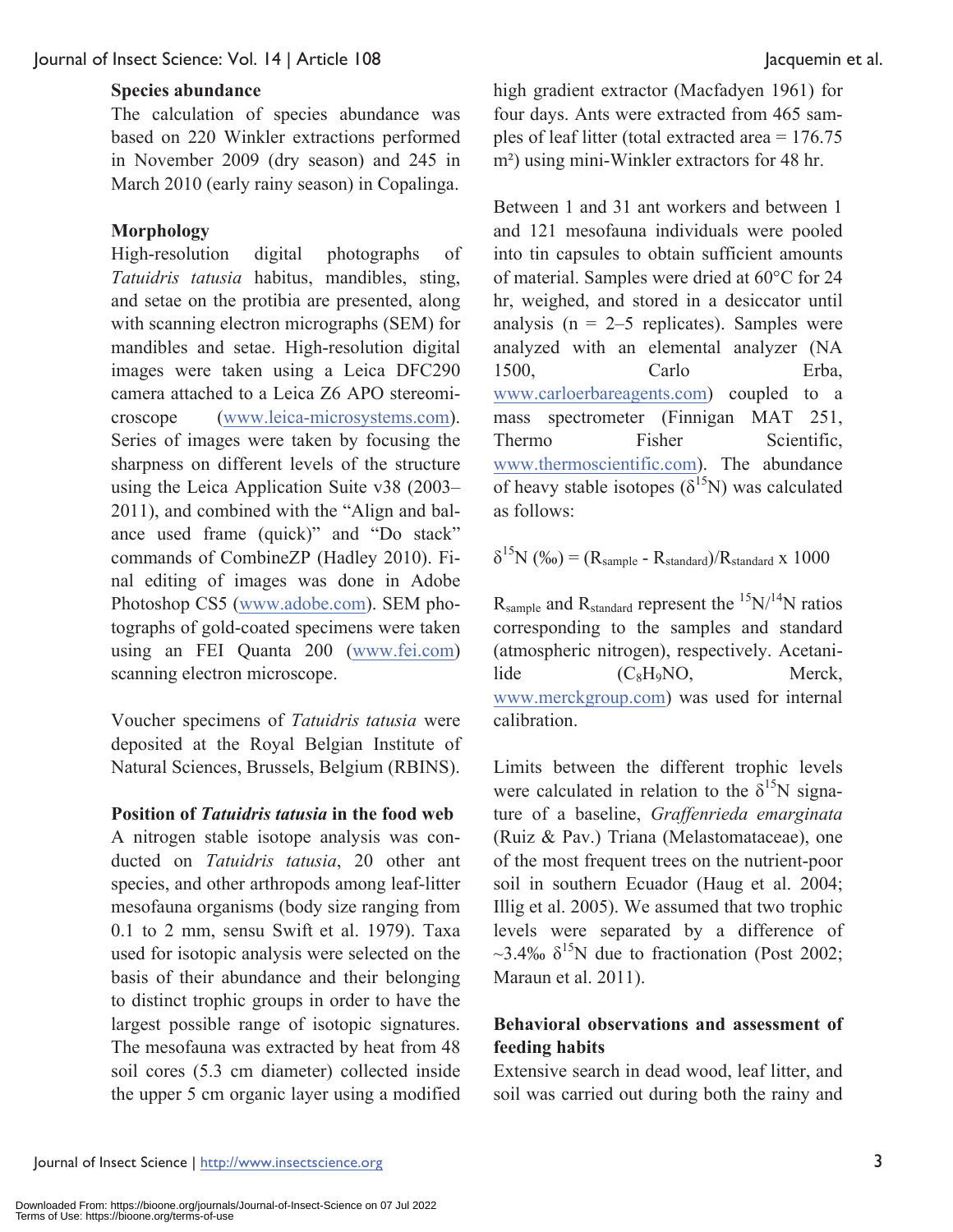### Species abundance

The calculation of species abundance was based on 220 Winkler extractions performed in November 2009 (dry season) and 245 in March 2010 (early rainy season) in Copalinga.

### Morphology

High-resolution digital photographs of *Tatuidris tatusia* habitus, mandibles, sting, and setae on the protibia are presented, along with scanning electron micrographs (SEM) for mandibles and setae. High-resolution digital images were taken using a Leica DFC290 camera attached to a Leica Z6 APO stereomicroscope (www.leica-microsystems.com). Series of images were taken by focusing the sharpness on different levels of the structure using the Leica Application Suite v38 (2003–2011), and combined with the "Align and balance used frame (quick)" and "Do stack" commands of CombineZP (Hadley 2010). Final editing of images was done in Adobe Photoshop CS5 (www.adobe.com). SEM photographs of gold-coated specimens were taken using an FEI Quanta 200 (www.fei.com) scanning electron microscope.

Voucher specimens of *Tatuidris tatusia* were deposited at the Royal Belgian Institute of Natural Sciences, Brussels, Belgium (RBINS).

### Position of *Tatuidris tatusia* in the food web

A nitrogen stable isotope analysis was conducted on *Tatuidris tatusia*, 20 other ant species, and other arthropods among leaf-litter mesofauna organisms (body size ranging from 0.1 to 2 mm, sensu Swift et al. 1979). Taxa used for isotopic analysis were selected on the basis of their abundance and their belonging to distinct trophic groups in order to have the largest possible range of isotopic signatures. The mesofauna was extracted by heat from 48 soil cores (5.3 cm diameter) collected inside the upper 5 cm organic layer using a modified high gradient extractor (Macfadyen 1961) for four days. Ants were extracted from 465 samples of leaf litter (total extracted area = 176.75 m²) using mini-Winkler extractors for 48 hr.

Between 1 and 31 ant workers and between 1 and 121 mesofauna individuals were pooled into tin capsules to obtain sufficient amounts of material. Samples were dried at 60°C for 24 hr, weighed, and stored in a desiccator until analysis (n = 2–5 replicates). Samples were analyzed with an elemental analyzer (NA 1500, Carlo Erba, www.carloerbareagents.com) coupled to a mass spectrometer (Finnigan MAT 251, Thermo Fisher Scientific, www.thermoscientific.com). The abundance of heavy stable isotopes ($\delta^{15}N$) was calculated as follows:

$$\delta^{15}N\ (‰) = (R_{sample} - R_{standard})/R_{standard} \times 1000$$

$R_{sample}$ and $R_{standard}$ represent the $^{15}N/^{14}N$ ratios corresponding to the samples and standard (atmospheric nitrogen), respectively. Acetanilide ($C_8H_9NO$, Merck, www.merckgroup.com) was used for internal calibration.

Limits between the different trophic levels were calculated in relation to the $\delta^{15}N$ signature of a baseline, *Graffenrieda emarginata* (Ruiz & Pav.) Triana (Melastomataceae), one of the most frequent trees on the nutrient-poor soil in southern Ecuador (Haug et al. 2004; Illig et al. 2005). We assumed that two trophic levels were separated by a difference of ~3.4‰ $\delta^{15}N$ due to fractionation (Post 2002; Maraun et al. 2011).

### Behavioral observations and assessment of feeding habits

Extensive search in dead wood, leaf litter, and soil was carried out during both the rainy and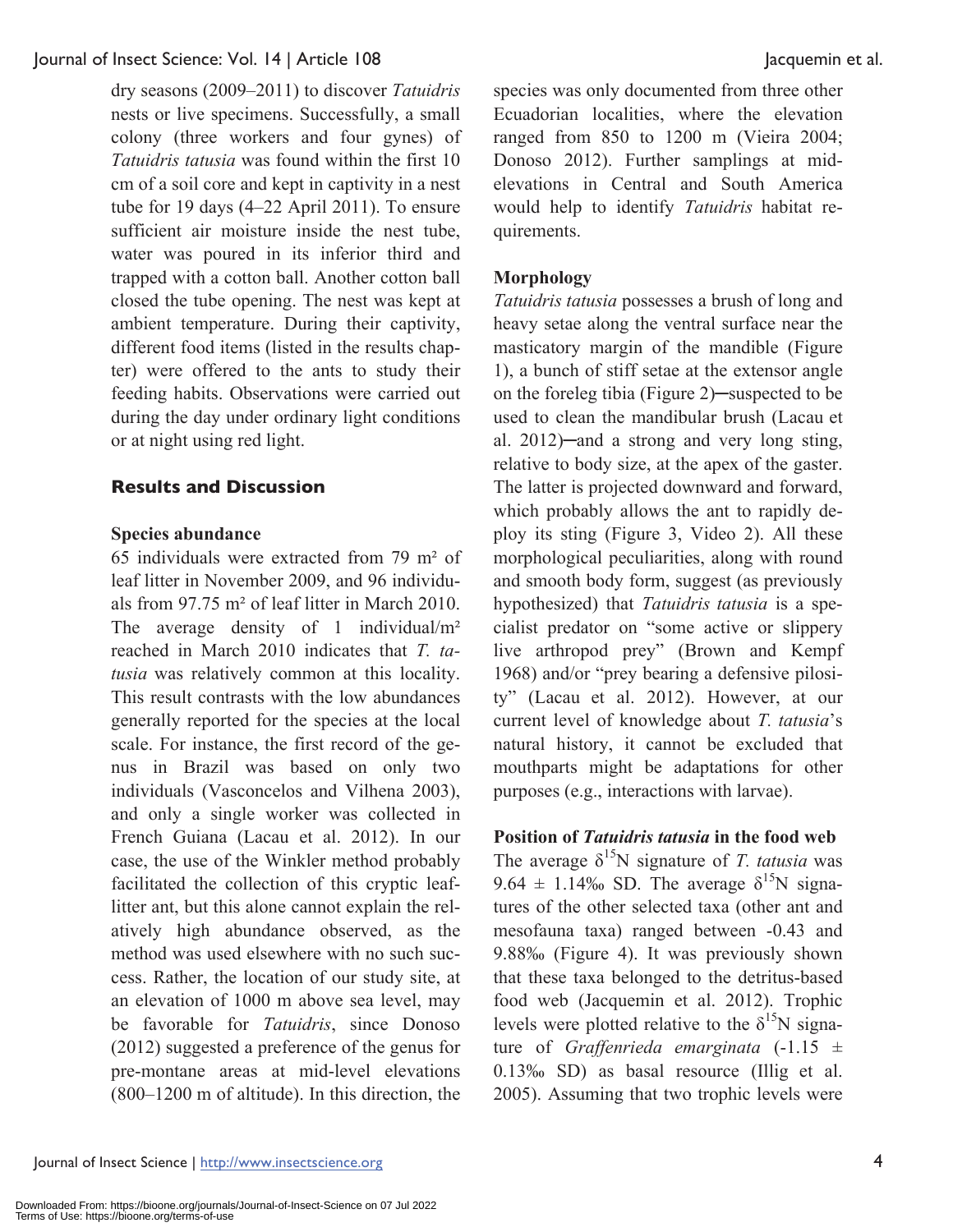dry seasons (2009–2011) to discover *Tatuidris* nests or live specimens. Successfully, a small colony (three workers and four gynes) of *Tatuidris tatusia* was found within the first 10 cm of a soil core and kept in captivity in a nest tube for 19 days (4–22 April 2011). To ensure sufficient air moisture inside the nest tube, water was poured in its inferior third and trapped with a cotton ball. Another cotton ball closed the tube opening. The nest was kept at ambient temperature. During their captivity, different food items (listed in the results chapter) were offered to the ants to study their feeding habits. Observations were carried out during the day under ordinary light conditions or at night using red light.

## Results and Discussion

### Species abundance

65 individuals were extracted from 79 m² of leaf litter in November 2009, and 96 individuals from 97.75 m² of leaf litter in March 2010. The average density of 1 individual/m² reached in March 2010 indicates that *T. tatusia* was relatively common at this locality. This result contrasts with the low abundances generally reported for the species at the local scale. For instance, the first record of the genus in Brazil was based on only two individuals (Vasconcelos and Vilhena 2003), and only a single worker was collected in French Guiana (Lacau et al. 2012). In our case, the use of the Winkler method probably facilitated the collection of this cryptic leaf-litter ant, but this alone cannot explain the relatively high abundance observed, as the method was used elsewhere with no such success. Rather, the location of our study site, at an elevation of 1000 m above sea level, may be favorable for *Tatuidris*, since Donoso (2012) suggested a preference of the genus for pre-montane areas at mid-level elevations (800–1200 m of altitude). In this direction, the species was only documented from three other Ecuadorian localities, where the elevation ranged from 850 to 1200 m (Vieira 2004; Donoso 2012). Further samplings at mid-elevations in Central and South America would help to identify *Tatuidris* habitat requirements.

### Morphology

*Tatuidris tatusia* possesses a brush of long and heavy setae along the ventral surface near the masticatory margin of the mandible (Figure 1), a bunch of stiff setae at the extensor angle on the foreleg tibia (Figure 2)─suspected to be used to clean the mandibular brush (Lacau et al. 2012)─and a strong and very long sting, relative to body size, at the apex of the gaster. The latter is projected downward and forward, which probably allows the ant to rapidly deploy its sting (Figure 3, Video 2). All these morphological peculiarities, along with round and smooth body form, suggest (as previously hypothesized) that *Tatuidris tatusia* is a specialist predator on "some active or slippery live arthropod prey" (Brown and Kempf 1968) and/or "prey bearing a defensive pilosity" (Lacau et al. 2012). However, at our current level of knowledge about *T. tatusia*'s natural history, it cannot be excluded that mouthparts might be adaptations for other purposes (e.g., interactions with larvae).

### Position of *Tatuidris tatusia* in the food web

The average $\delta^{15}N$ signature of *T. tatusia* was $9.64 \pm 1.14$‰ SD. The average $\delta^{15}N$ signatures of the other selected taxa (other ant and mesofauna taxa) ranged between -0.43 and 9.88‰ (Figure 4). It was previously shown that these taxa belonged to the detritus-based food web (Jacquemin et al. 2012). Trophic levels were plotted relative to the $\delta^{15}N$ signature of *Graffenrieda emarginata* ($-1.15 \pm 0.13$‰ SD) as basal resource (Illig et al. 2005). Assuming that two trophic levels were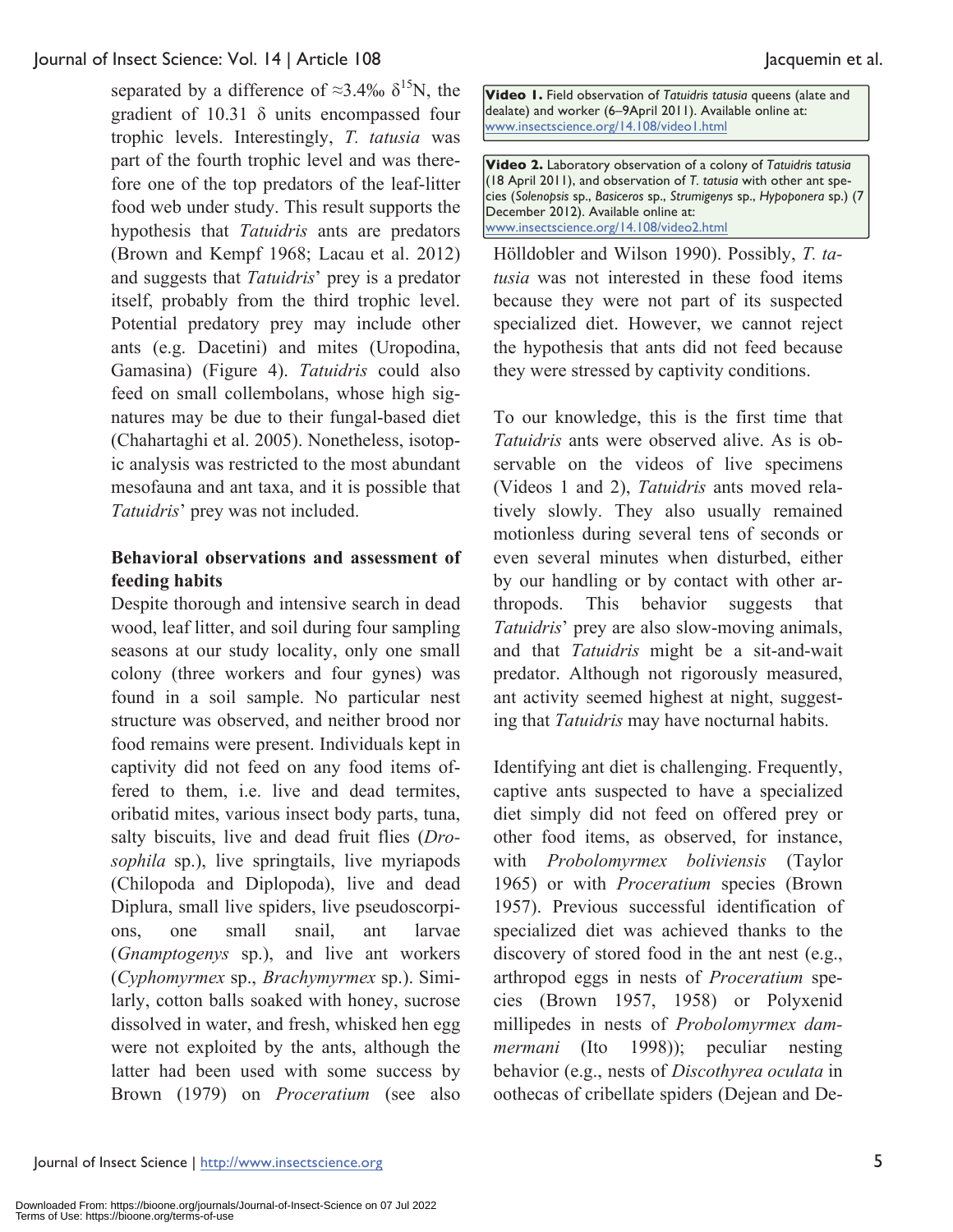separated by a difference of ≈3.4‰ $\delta^{15}$N, the gradient of 10.31 δ units encompassed four trophic levels. Interestingly, *T. tatusia* was part of the fourth trophic level and was therefore one of the top predators of the leaf-litter food web under study. This result supports the hypothesis that *Tatuidris* ants are predators (Brown and Kempf 1968; Lacau et al. 2012) and suggests that *Tatuidris*' prey is a predator itself, probably from the third trophic level. Potential predatory prey may include other ants (e.g. Dacetini) and mites (Uropodina, Gamasina) (Figure 4). *Tatuidris* could also feed on small collembolans, whose high signatures may be due to their fungal-based diet (Chahartaghi et al. 2005). Nonetheless, isotopic analysis was restricted to the most abundant mesofauna and ant taxa, and it is possible that *Tatuidris*' prey was not included.

**Behavioral observations and assessment of feeding habits**

Despite thorough and intensive search in dead wood, leaf litter, and soil during four sampling seasons at our study locality, only one small colony (three workers and four gynes) was found in a soil sample. No particular nest structure was observed, and neither brood nor food remains were present. Individuals kept in captivity did not feed on any food items offered to them, i.e. live and dead termites, oribatid mites, various insect body parts, tuna, salty biscuits, live and dead fruit flies (*Drosophila* sp.), live springtails, live myriapods (Chilopoda and Diplopoda), live and dead Diplura, small live spiders, live pseudoscorpions, one small snail, ant larvae (*Gnamptogenys* sp.), and live ant workers (*Cyphomyrmex* sp., *Brachymyrmex* sp.). Similarly, cotton balls soaked with honey, sucrose dissolved in water, and fresh, whisked hen egg were not exploited by the ants, although the latter had been used with some success by Brown (1979) on *Proceratium* (see also Hölldobler and Wilson 1990). Possibly, *T. tatusia* was not interested in these food items because they were not part of its suspected specialized diet. However, we cannot reject the hypothesis that ants did not feed because they were stressed by captivity conditions.

**Video 1.** Field observation of *Tatuidris tatusia* queens (alate and dealate) and worker (6–9April 2011). Available online at: www.insectscience.org/14.108/video1.html

**Video 2.** Laboratory observation of a colony of *Tatuidris tatusia* (18 April 2011), and observation of *T. tatusia* with other ant species (*Solenopsis* sp., *Basiceros* sp., *Strumigenys* sp., *Hypoponera* sp.) (7 December 2012). Available online at: www.insectscience.org/14.108/video2.html

To our knowledge, this is the first time that *Tatuidris* ants were observed alive. As is observable on the videos of live specimens (Videos 1 and 2), *Tatuidris* ants moved relatively slowly. They also usually remained motionless during several tens of seconds or even several minutes when disturbed, either by our handling or by contact with other arthropods. This behavior suggests that *Tatuidris*' prey are also slow-moving animals, and that *Tatuidris* might be a sit-and-wait predator. Although not rigorously measured, ant activity seemed highest at night, suggesting that *Tatuidris* may have nocturnal habits.

Identifying ant diet is challenging. Frequently, captive ants suspected to have a specialized diet simply did not feed on offered prey or other food items, as observed, for instance, with *Probolomyrmex boliviensis* (Taylor 1965) or with *Proceratium* species (Brown 1957). Previous successful identification of specialized diet was achieved thanks to the discovery of stored food in the ant nest (e.g., arthropod eggs in nests of *Proceratium* species (Brown 1957, 1958) or Polyxenid millipedes in nests of *Probolomyrmex dammermani* (Ito 1998)); peculiar nesting behavior (e.g., nests of *Discothyrea oculata* in oothecas of cribellate spiders (Dejean and De-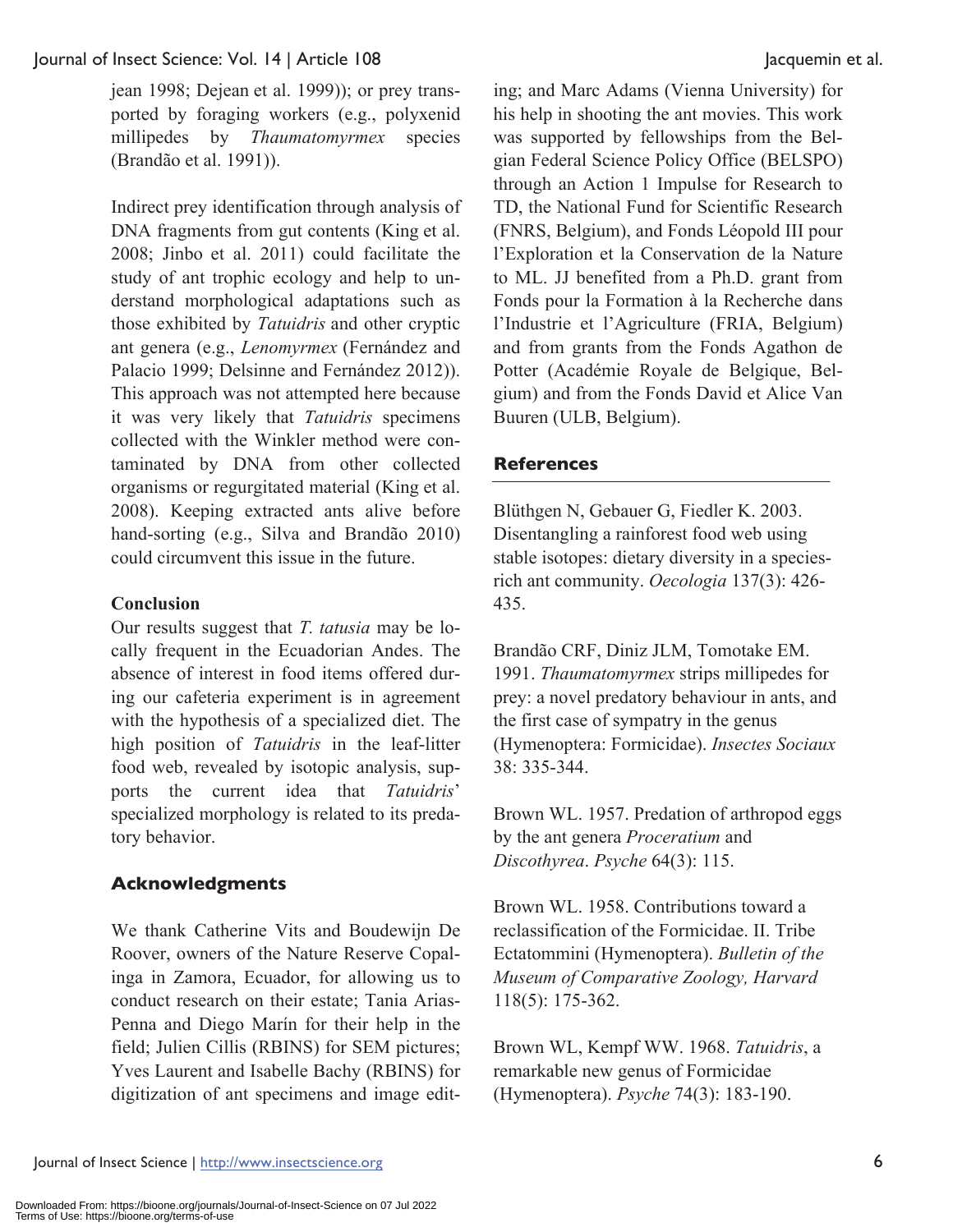jean 1998; Dejean et al. 1999)); or prey transported by foraging workers (e.g., polyxenid millipedes by *Thaumatomyrmex* species (Brandão et al. 1991)).

Indirect prey identification through analysis of DNA fragments from gut contents (King et al. 2008; Jinbo et al. 2011) could facilitate the study of ant trophic ecology and help to understand morphological adaptations such as those exhibited by *Tatuidris* and other cryptic ant genera (e.g., *Lenomyrmex* (Fernández and Palacio 1999; Delsinne and Fernández 2012)). This approach was not attempted here because it was very likely that *Tatuidris* specimens collected with the Winkler method were contaminated by DNA from other collected organisms or regurgitated material (King et al. 2008). Keeping extracted ants alive before hand-sorting (e.g., Silva and Brandão 2010) could circumvent this issue in the future.

## Conclusion

Our results suggest that *T. tatusia* may be locally frequent in the Ecuadorian Andes. The absence of interest in food items offered during our cafeteria experiment is in agreement with the hypothesis of a specialized diet. The high position of *Tatuidris* in the leaf-litter food web, revealed by isotopic analysis, supports the current idea that *Tatuidris*' specialized morphology is related to its predatory behavior.

## Acknowledgments

We thank Catherine Vits and Boudewijn De Roover, owners of the Nature Reserve Copalinga in Zamora, Ecuador, for allowing us to conduct research on their estate; Tania Arias-Penna and Diego Marín for their help in the field; Julien Cillis (RBINS) for SEM pictures; Yves Laurent and Isabelle Bachy (RBINS) for digitization of ant specimens and image editing; and Marc Adams (Vienna University) for his help in shooting the ant movies. This work was supported by fellowships from the Belgian Federal Science Policy Office (BELSPO) through an Action 1 Impulse for Research to TD, the National Fund for Scientific Research (FNRS, Belgium), and Fonds Léopold III pour l'Exploration et la Conservation de la Nature to ML. JJ benefited from a Ph.D. grant from Fonds pour la Formation à la Recherche dans l'Industrie et l'Agriculture (FRIA, Belgium) and from grants from the Fonds Agathon de Potter (Académie Royale de Belgique, Belgium) and from the Fonds David et Alice Van Buuren (ULB, Belgium).

## References

Blüthgen N, Gebauer G, Fiedler K. 2003. Disentangling a rainforest food web using stable isotopes: dietary diversity in a species-rich ant community. *Oecologia* 137(3): 426-435.

Brandão CRF, Diniz JLM, Tomotake EM. 1991. *Thaumatomyrmex* strips millipedes for prey: a novel predatory behaviour in ants, and the first case of sympatry in the genus (Hymenoptera: Formicidae). *Insectes Sociaux* 38: 335-344.

Brown WL. 1957. Predation of arthropod eggs by the ant genera *Proceratium* and *Discothyrea*. *Psyche* 64(3): 115.

Brown WL. 1958. Contributions toward a reclassification of the Formicidae. II. Tribe Ectatommini (Hymenoptera). *Bulletin of the Museum of Comparative Zoology, Harvard* 118(5): 175-362.

Brown WL, Kempf WW. 1968. *Tatuidris*, a remarkable new genus of Formicidae (Hymenoptera). *Psyche* 74(3): 183-190.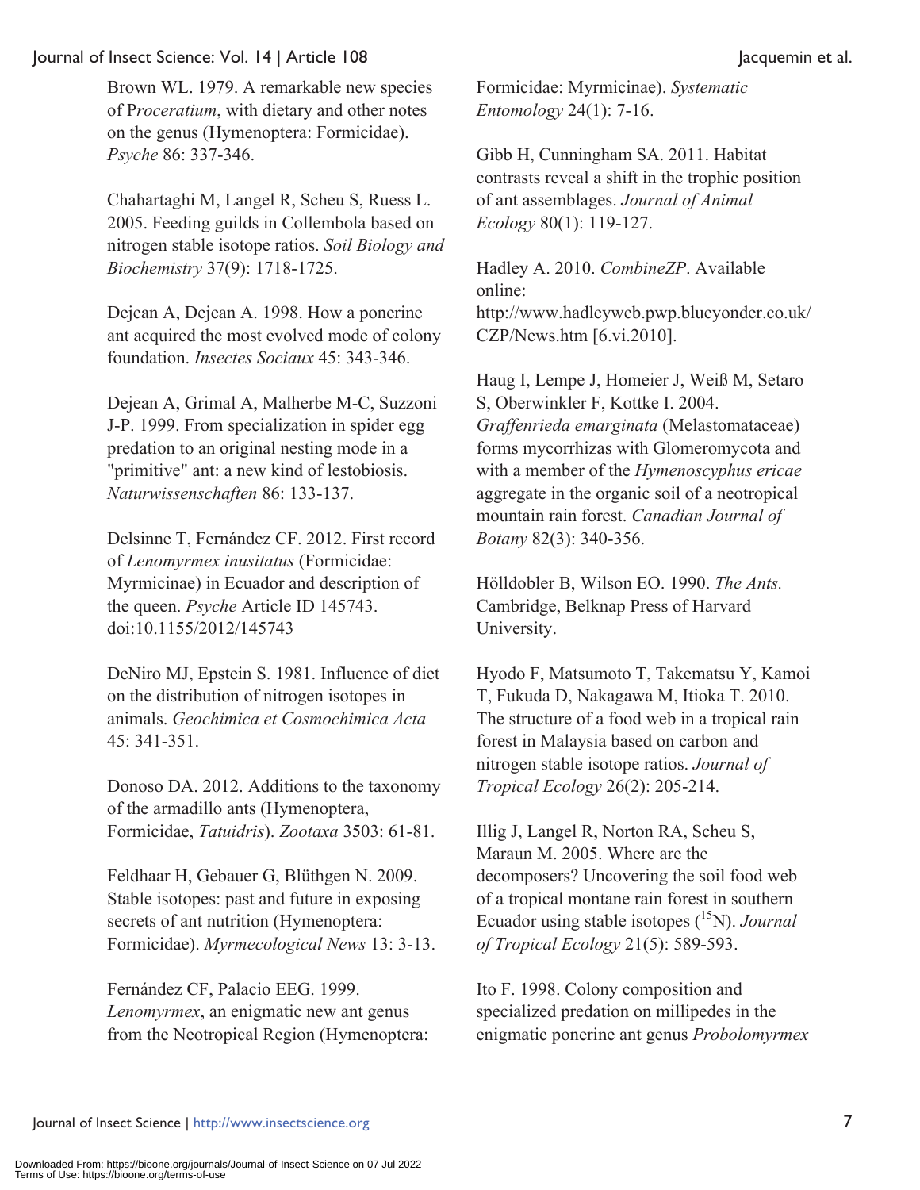Brown WL. 1979. A remarkable new species of P*roceratium*, with dietary and other notes on the genus (Hymenoptera: Formicidae). *Psyche* 86: 337-346.

Chahartaghi M, Langel R, Scheu S, Ruess L. 2005. Feeding guilds in Collembola based on nitrogen stable isotope ratios. *Soil Biology and Biochemistry* 37(9): 1718-1725.

Dejean A, Dejean A. 1998. How a ponerine ant acquired the most evolved mode of colony foundation. *Insectes Sociaux* 45: 343-346.

Dejean A, Grimal A, Malherbe M-C, Suzzoni J-P. 1999. From specialization in spider egg predation to an original nesting mode in a "primitive" ant: a new kind of lestobiosis. *Naturwissenschaften* 86: 133-137.

Delsinne T, Fernández CF. 2012. First record of *Lenomyrmex inusitatus* (Formicidae: Myrmicinae) in Ecuador and description of the queen. *Psyche* Article ID 145743. doi:10.1155/2012/145743

DeNiro MJ, Epstein S. 1981. Influence of diet on the distribution of nitrogen isotopes in animals. *Geochimica et Cosmochimica Acta* 45: 341-351.

Donoso DA. 2012. Additions to the taxonomy of the armadillo ants (Hymenoptera, Formicidae, *Tatuidris*). *Zootaxa* 3503: 61-81.

Feldhaar H, Gebauer G, Blüthgen N. 2009. Stable isotopes: past and future in exposing secrets of ant nutrition (Hymenoptera: Formicidae). *Myrmecological News* 13: 3-13.

Fernández CF, Palacio EEG. 1999. *Lenomyrmex*, an enigmatic new ant genus from the Neotropical Region (Hymenoptera: Formicidae: Myrmicinae). *Systematic Entomology* 24(1): 7-16.

Gibb H, Cunningham SA. 2011. Habitat contrasts reveal a shift in the trophic position of ant assemblages. *Journal of Animal Ecology* 80(1): 119-127.

Hadley A. 2010. *CombineZP*. Available online: http://www.hadleyweb.pwp.blueyonder.co.uk/CZP/News.htm [6.vi.2010].

Haug I, Lempe J, Homeier J, Weiß M, Setaro S, Oberwinkler F, Kottke I. 2004. *Graffenrieda emarginata* (Melastomataceae) forms mycorrhizas with Glomeromycota and with a member of the *Hymenoscyphus ericae* aggregate in the organic soil of a neotropical mountain rain forest. *Canadian Journal of Botany* 82(3): 340-356.

Hölldobler B, Wilson EO. 1990. *The Ants.* Cambridge, Belknap Press of Harvard University.

Hyodo F, Matsumoto T, Takematsu Y, Kamoi T, Fukuda D, Nakagawa M, Itioka T. 2010. The structure of a food web in a tropical rain forest in Malaysia based on carbon and nitrogen stable isotope ratios. *Journal of Tropical Ecology* 26(2): 205-214.

Illig J, Langel R, Norton RA, Scheu S, Maraun M. 2005. Where are the decomposers? Uncovering the soil food web of a tropical montane rain forest in southern Ecuador using stable isotopes ($^{15}$N). *Journal of Tropical Ecology* 21(5): 589-593.

Ito F. 1998. Colony composition and specialized predation on millipedes in the enigmatic ponerine ant genus *Probolomyrmex*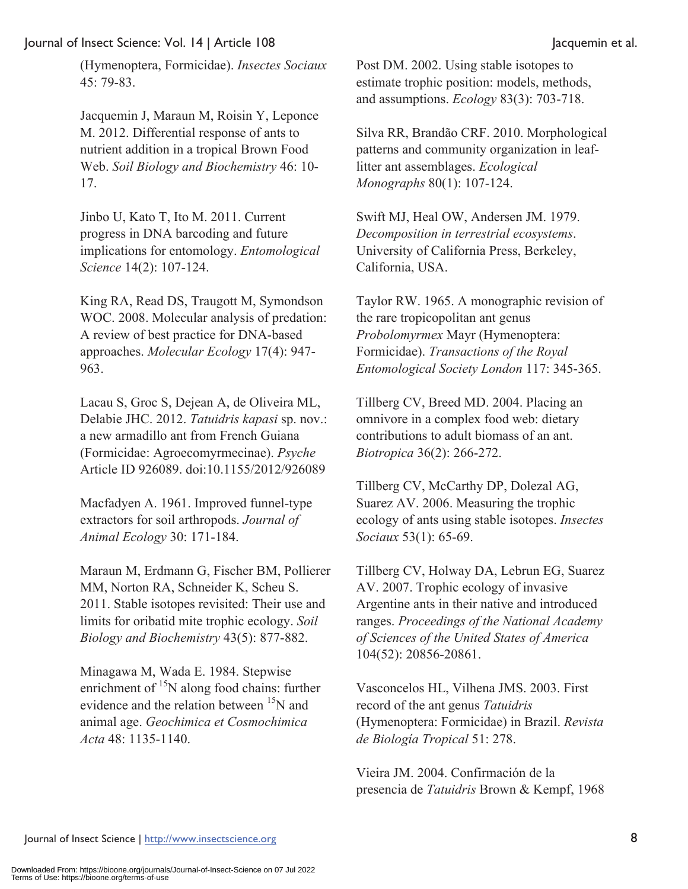(Hymenoptera, Formicidae). *Insectes Sociaux* 45: 79-83.

Jacquemin J, Maraun M, Roisin Y, Leponce M. 2012. Differential response of ants to nutrient addition in a tropical Brown Food Web. *Soil Biology and Biochemistry* 46: 10-17.

Jinbo U, Kato T, Ito M. 2011. Current progress in DNA barcoding and future implications for entomology. *Entomological Science* 14(2): 107-124.

King RA, Read DS, Traugott M, Symondson WOC. 2008. Molecular analysis of predation: A review of best practice for DNA-based approaches. *Molecular Ecology* 17(4): 947-963.

Lacau S, Groc S, Dejean A, de Oliveira ML, Delabie JHC. 2012. *Tatuidris kapasi* sp. nov.: a new armadillo ant from French Guiana (Formicidae: Agroecomyrmecinae). *Psyche* Article ID 926089. doi:10.1155/2012/926089

Macfadyen A. 1961. Improved funnel-type extractors for soil arthropods. *Journal of Animal Ecology* 30: 171-184.

Maraun M, Erdmann G, Fischer BM, Pollierer MM, Norton RA, Schneider K, Scheu S. 2011. Stable isotopes revisited: Their use and limits for oribatid mite trophic ecology. *Soil Biology and Biochemistry* 43(5): 877-882.

Minagawa M, Wada E. 1984. Stepwise enrichment of $^{15}$N along food chains: further evidence and the relation between $^{15}$N and animal age. *Geochimica et Cosmochimica Acta* 48: 1135-1140.

Post DM. 2002. Using stable isotopes to estimate trophic position: models, methods, and assumptions. *Ecology* 83(3): 703-718.

Silva RR, Brandão CRF. 2010. Morphological patterns and community organization in leaf-litter ant assemblages. *Ecological Monographs* 80(1): 107-124.

Swift MJ, Heal OW, Andersen JM. 1979. *Decomposition in terrestrial ecosystems*. University of California Press, Berkeley, California, USA.

Taylor RW. 1965. A monographic revision of the rare tropicopolitan ant genus *Probolomyrmex* Mayr (Hymenoptera: Formicidae). *Transactions of the Royal Entomological Society London* 117: 345-365.

Tillberg CV, Breed MD. 2004. Placing an omnivore in a complex food web: dietary contributions to adult biomass of an ant. *Biotropica* 36(2): 266-272.

Tillberg CV, McCarthy DP, Dolezal AG, Suarez AV. 2006. Measuring the trophic ecology of ants using stable isotopes. *Insectes Sociaux* 53(1): 65-69.

Tillberg CV, Holway DA, Lebrun EG, Suarez AV. 2007. Trophic ecology of invasive Argentine ants in their native and introduced ranges. *Proceedings of the National Academy of Sciences of the United States of America* 104(52): 20856-20861.

Vasconcelos HL, Vilhena JMS. 2003. First record of the ant genus *Tatuidris* (Hymenoptera: Formicidae) in Brazil. *Revista de Biología Tropical* 51: 278.

Vieira JM. 2004. Confirmación de la presencia de *Tatuidris* Brown & Kempf, 1968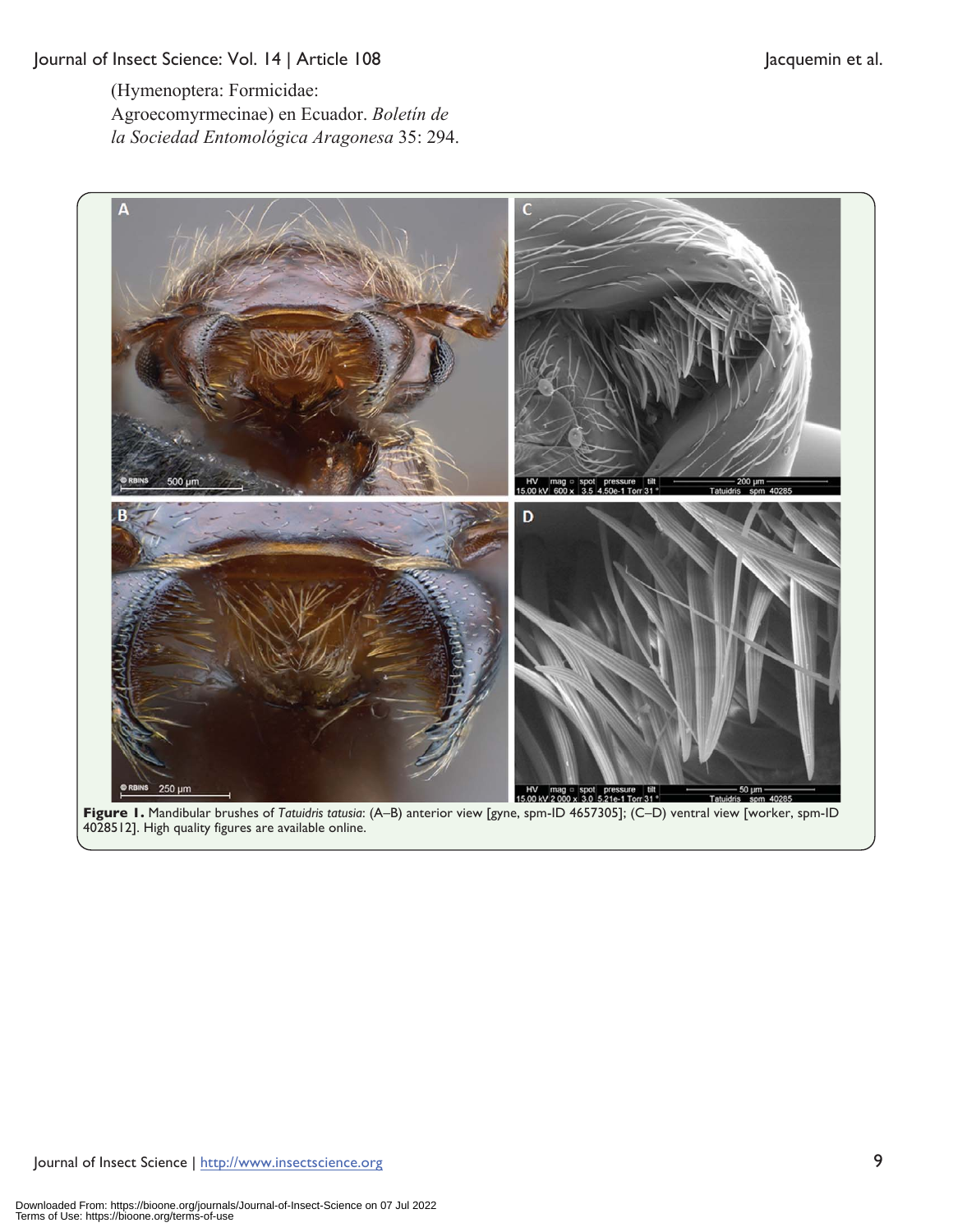(Hymenoptera: Formicidae: Agroecomyrmecinae) en Ecuador. *Boletín de la Sociedad Entomológica Aragonesa* 35: 294.

**Figure 1.** Mandibular brushes of *Tatuidris tatusia*: (A–B) anterior view [gyne, spm-ID 4657305]; (C–D) ventral view [worker, spm-ID 4028512]. High quality figures are available online.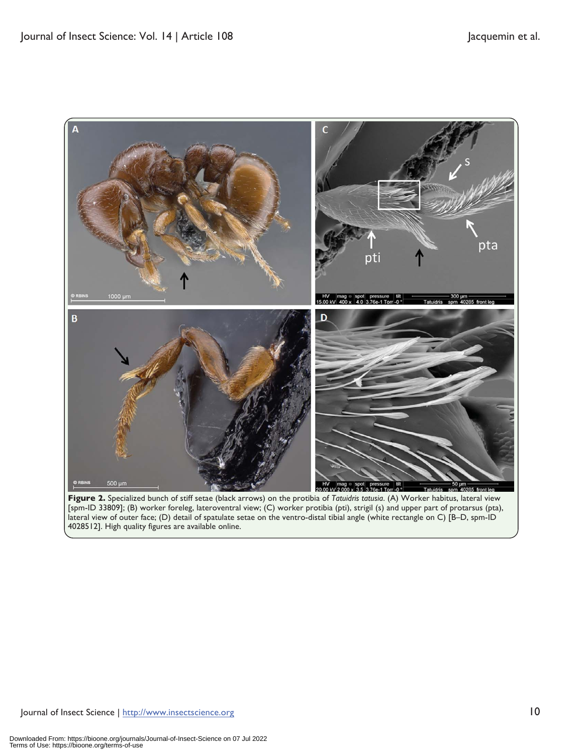**Figure 2.** Specialized bunch of stiff setae (black arrows) on the protibia of *Tatuidris tatusia*. (A) Worker habitus, lateral view [spm-ID 33809]; (B) worker foreleg, lateroventral view; (C) worker protibia (pti), strigil (s) and upper part of protarsus (pta), lateral view of outer face; (D) detail of spatulate setae on the ventro-distal tibial angle (white rectangle on C) [B–D, spm-ID 4028512]. High quality figures are available online.

Downloaded From: https://bioone.org/journals/Journal-of-Insect-Science on 07 Jul 2022
Terms of Use: https://bioone.org/terms-of-use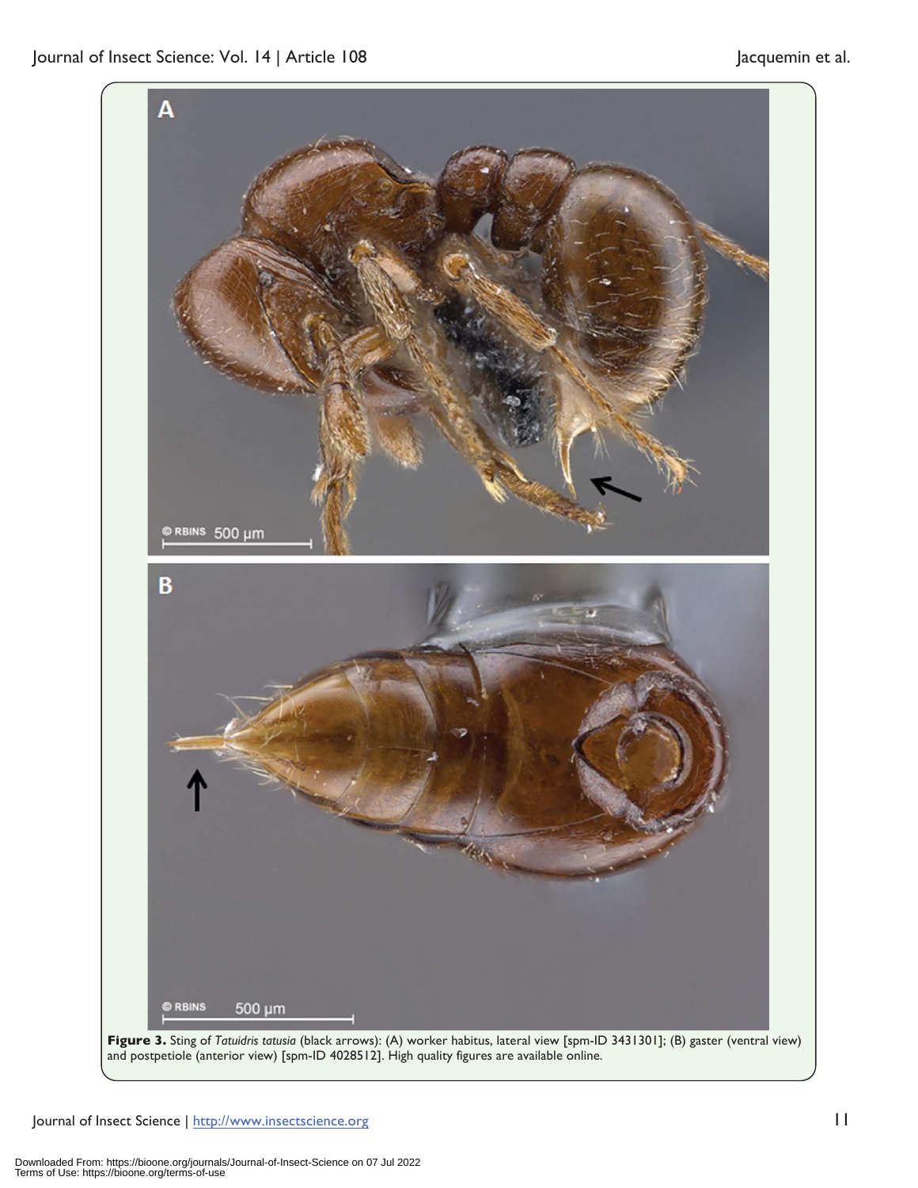**Figure 3.** Sting of *Tatuidris tatusia* (black arrows): (A) worker habitus, lateral view [spm-ID 3431301]; (B) gaster (ventral view) and postpetiole (anterior view) [spm-ID 4028512]. High quality figures are available online.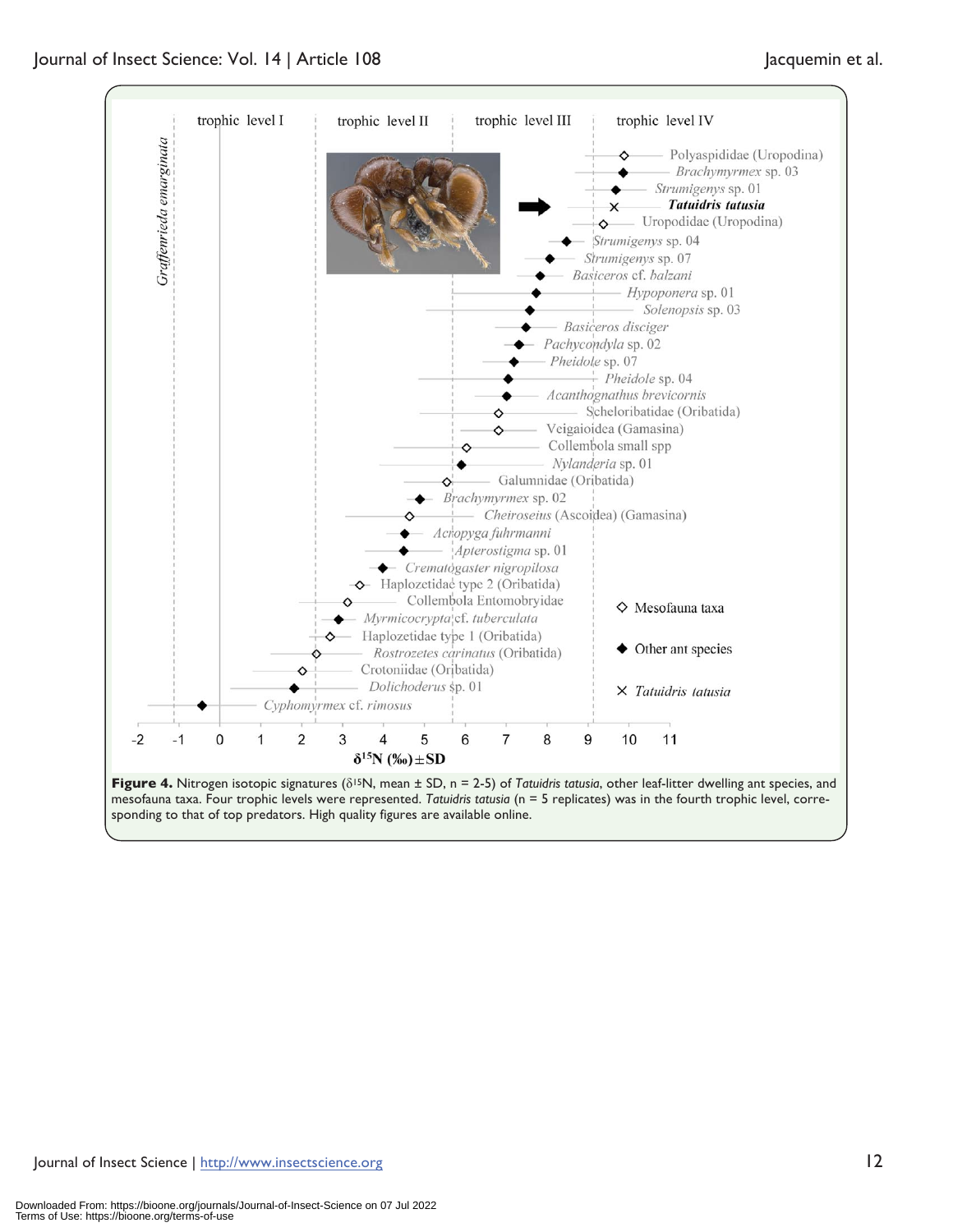trophic level I

trophic level II

trophic level III

trophic level IV

*Graffenrieda emarginata*

Polyaspididae (Uropodina)

*Brachymyrmex* sp. 03

*Strumigenys* sp. 01

***Tatuidris tatusia***

Uropodidae (Uropodina)

*Strumigenys* sp. 04

*Strumigenys* sp. 07

*Basiceros* cf. *balzani*

*Hypoponera* sp. 01

*Solenopsis* sp. 03

*Basiceros disciger*

*Pachycondyla* sp. 02

*Pheidole* sp. 07

*Pheidole* sp. 04

*Acanthognathus brevicornis*

Scheloribatidae (Oribatida)

Veigaioidea (Gamasina)

Collembola small spp

*Nylanderia* sp. 01

Galumnidae (Oribatida)

*Brachymyrmex* sp. 02

*Cheiroseius* (Ascoidea) (Gamasina)

*Acropyga fuhrmanni*

*Apterostigma* sp. 01

*Crematogaster nigropilosa*

Haplozetidae type 2 (Oribatida)

Collembola Entomobryidae

*Myrmicocrypta* cf. *tuberculata*

Haplozetidae type 1 (Oribatida)

*Rostrozetes carinatus* (Oribatida)

Crotoniidae (Oribatida)

*Dolichoderus* sp. 01

*Cyphomyrmex* cf. *rimosus*

◇ Mesofauna taxa

◆ Other ant species

× *Tatuidris tatusia*

-2 -1 0 1 2 3 4 5 6 7 8 9 10 11

$\delta^{15}N$ (‰) ± SD

**Figure 4.** Nitrogen isotopic signatures ($\delta^{15}N$, mean ± SD, n = 2-5) of *Tatuidris tatusia*, other leaf-litter dwelling ant species, and mesofauna taxa. Four trophic levels were represented. *Tatuidris tatusia* (n = 5 replicates) was in the fourth trophic level, corresponding to that of top predators. High quality figures are available online.